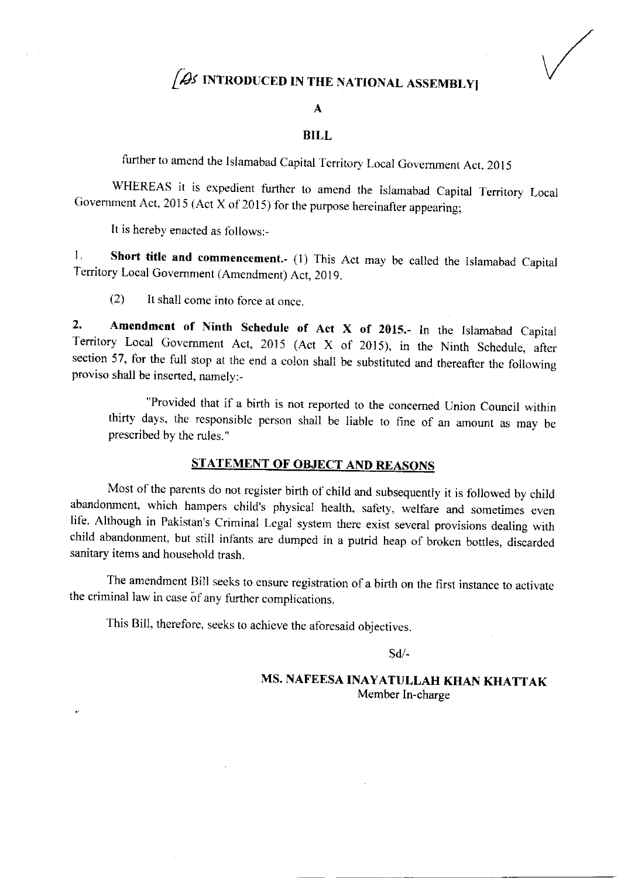# [AS INTRODUCED IN THE NATIONAL ASSEMBLY]

## A

## BILL

further to amend the Islamabad Capital Territory Local Government Act, 2015

WHEREAS it is expedient further to amend the Islamabad Capital Territory Local Government Act, 2015 (Act X of 2015) for the purpose hereinafter appearing;

It is hereby enacted as follows:-

1. **Short title and commencement.-** (1) This Act may be called the Islamabad Capital Territory Local Government (Amendment) Act, 2019.

   (2) It shall come into force at once.

2. **Amendment of Ninth Schedule of Act X of 2015.-** In the Islamabad Capital Territory Local Government Act, 2015 (Act X of 2015), in the Ninth Schedule, after section 57, for the full stop at the end a colon shall be substituted and thereafter the following proviso shall be inserted, namely:-

   > "Provided that if a birth is not reported to the concerned Union Council within thirty days, the responsible person shall be liable to fine of an amount as may be prescribed by the rules."

## STATEMENT OF OBJECT AND REASONS

Most of the parents do not register birth of child and subsequently it is followed by child abandonment, which hampers child's physical health, safety, welfare and sometimes even life. Although in Pakistan's Criminal Legal system there exist several provisions dealing with child abandonment, but still infants are dumped in a putrid heap of broken bottles, discarded sanitary items and household trash.

The amendment Bill seeks to ensure registration of a birth on the first instance to activate the criminal law in case of any further complications.

This Bill, therefore, seeks to achieve the aforesaid objectives.

Sd/-

**MS. NAFEESA INAYATULLAH KHAN KHATTAK**
Member In-charge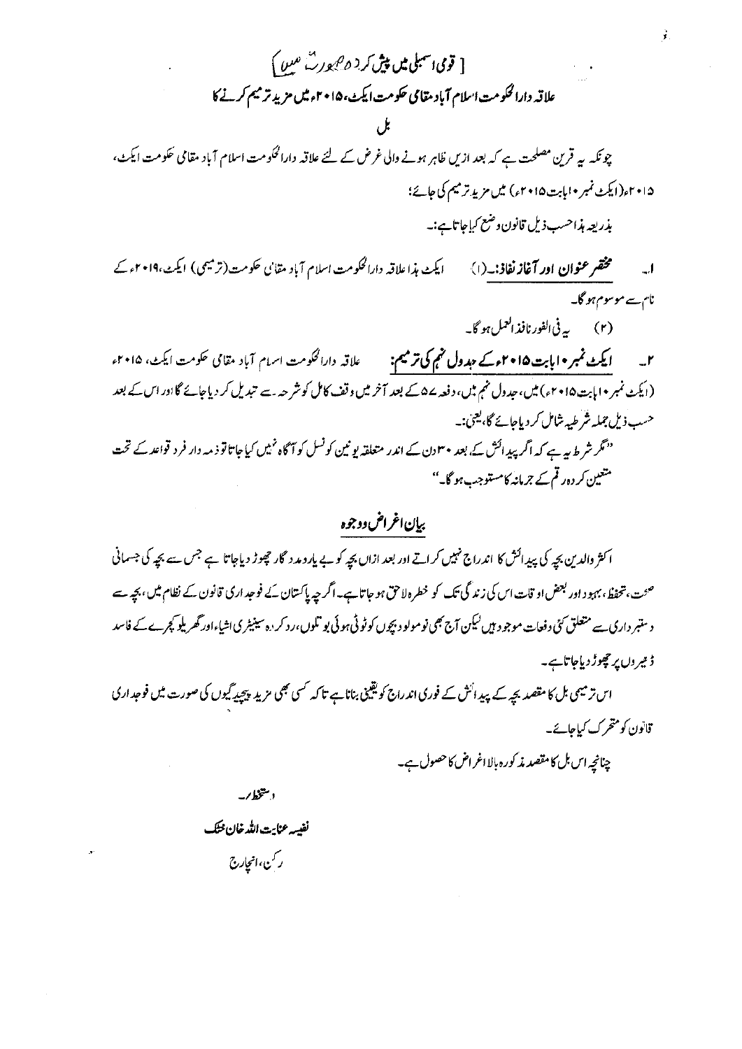[ قومی اسمبلی میں پیش کردہ صورت میں ]

**علاقہ دارالحکومت اسلام آباد مقامی حکومت ایکٹ، ۲۰۱۵ء میں مزید ترمیم کرنے کا**

**بل**

چونکہ یہ قرین مصلحت ہے کہ بعد ازیں ظاہر ہونے والی غرض کے لئے علاقہ دارالحکومت اسلام آباد مقامی حکومت ایکٹ، ۲۰۱۵ء (ایکٹ نمبر ۱۰ بابت ۲۰۱۵ء) میں مزید ترمیم کی جائے؛

بذریعہ ہذا حسب ذیل قانون وضع کیا جاتا ہے:۔

۱۔ **مختصر عنوان اور آغاز نفاذ:۔**(۱) ایکٹ ہذا علاقہ دارالحکومت اسلام آباد مقامی حکومت (ترمیمی) ایکٹ، ۲۰۱۹ء کے نام سے موسوم ہوگا۔

(۲) یہ فی الفور نافذ العمل ہوگا۔

۲۔ **ایکٹ نمبر ۱۰ بابت ۲۰۱۵ء کے جدول نہم کی ترمیم:** علاقہ دارالحکومت اسلام آباد مقامی حکومت ایکٹ، ۲۰۱۵ء (ایکٹ نمبر ۱۰ بابت ۲۰۱۵ء) میں، جدول نہم میں، دفعہ ۷۵ کے بعد آخر میں وقف کامل کو شرحہ سے تبدیل کر دیا جائے گا اور اس کے بعد حسب ذیل جملہ شرطیہ شامل کر دیا جائے گا، یعنی:۔

"مگر شرط یہ ہے کہ اگر پیدائش کے بعد ۳۰ دن کے اندر متعلقہ یونین کونسل کو آگاہ نہیں کیا جاتا تو ذمہ دار فرد قواعد کے تحت متعین کردہ رقم کے جرمانہ کا مستوجب ہوگا۔"

## بیان اغراض ووجوہ

اکثر والدین بچہ کی پیدائش کا اندراج نہیں کراتے اور بعد ازاں بچہ کو بے یار و مددگار چھوڑ دیا جاتا ہے جس سے بچہ کی جسمانی صحت، تحفظ، بہبود اور بعض اوقات اس کی زندگی تک کو خطرہ لاحق ہو جاتا ہے۔ اگرچہ پاکستان کے فوجداری قانون کے نظام میں، بچہ سے دستبرداری سے متعلق کئی دفعات موجود ہیں لیکن آج بھی نومولود بچوں کو ٹوٹی ہوئی بوتلوں، رد کردہ سینیٹری اشیاء اور گھریلو کچرے کے فاسد ڈھیروں پر چھوڑ دیا جاتا ہے۔

اس ترمیمی بل کا مقصد بچہ کے پیدائش کے فوری اندراج کو یقینی بنانا ہے تاکہ کسی بھی مزید پیچیدگیوں کی صورت میں فوجداری قانون کو متحرک کیا جائے۔

چنانچہ اس بل کا مقصد مذکورہ بالا اغراض کا حصول ہے۔

دستخط/۔

نفیسہ عنایت اللہ خان خٹک

رکن، انچارج